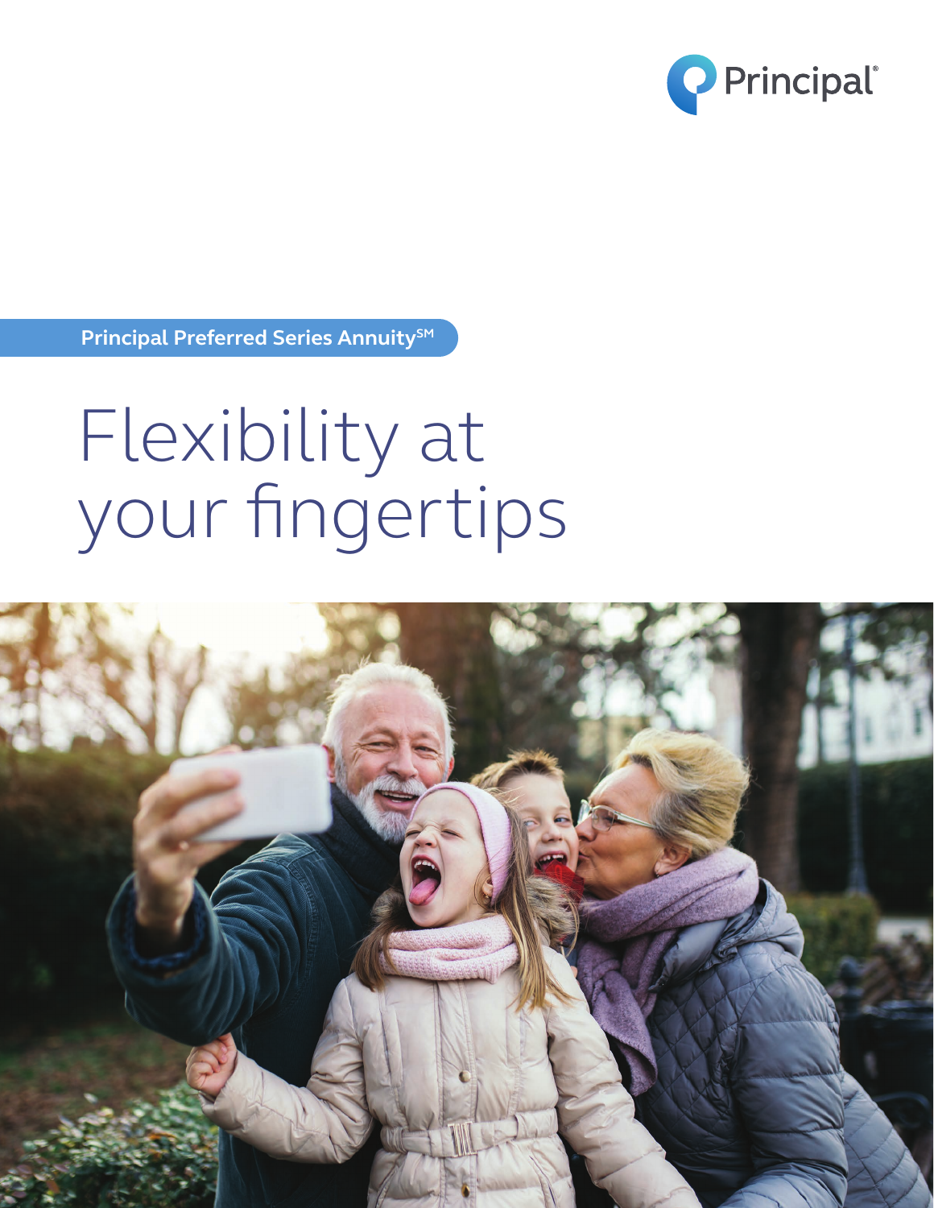Principal®

**Principal Preferred Series Annuity℠**

# Flexibility at your fingertips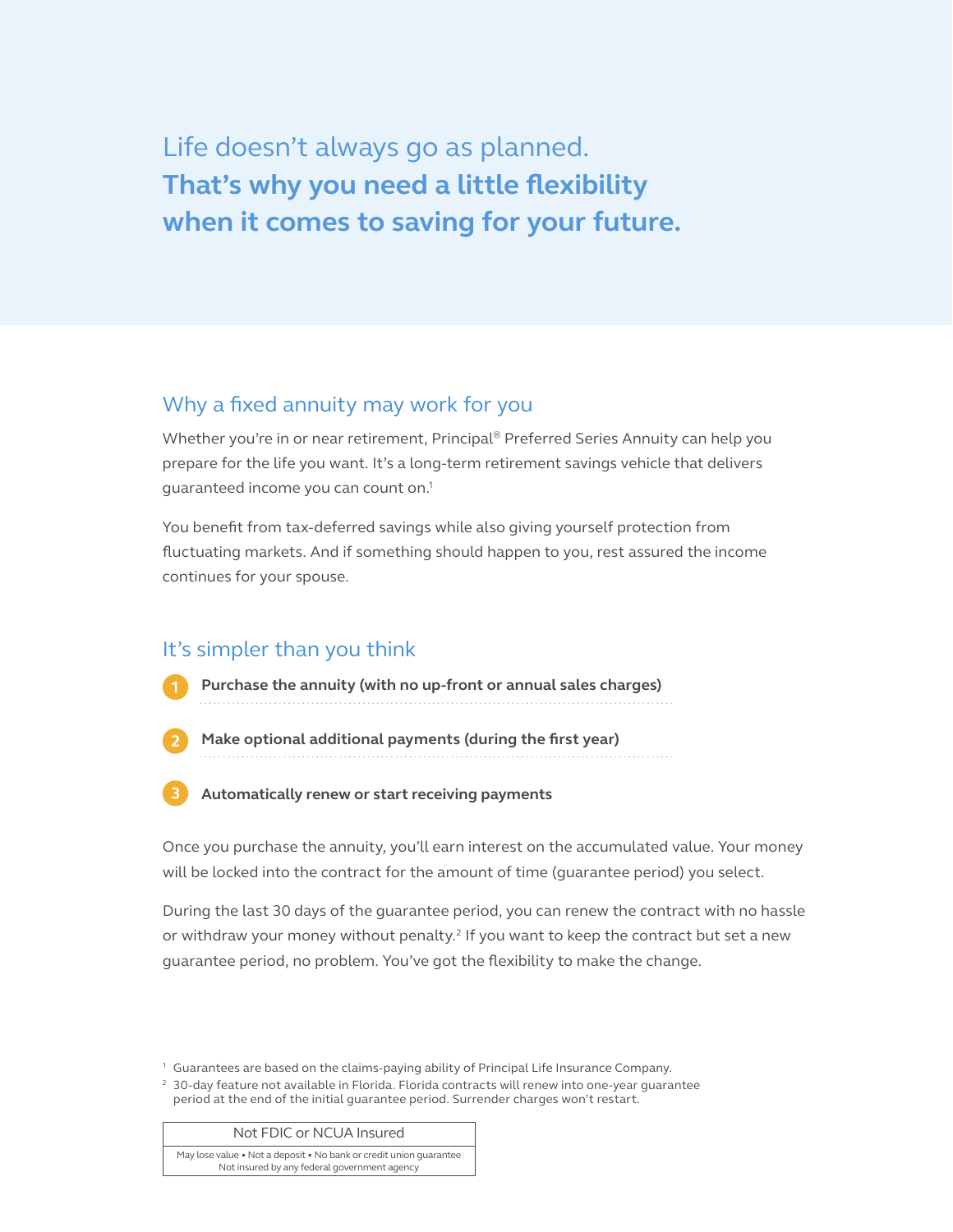Life doesn't always go as planned.
**That's why you need a little flexibility when it comes to saving for your future.**

## Why a fixed annuity may work for you

Whether you're in or near retirement, Principal® Preferred Series Annuity can help you prepare for the life you want. It's a long-term retirement savings vehicle that delivers guaranteed income you can count on.[1]

You benefit from tax-deferred savings while also giving yourself protection from fluctuating markets. And if something should happen to you, rest assured the income continues for your spouse.

## It's simpler than you think

1. **Purchase the annuity (with no up-front or annual sales charges)**
2. **Make optional additional payments (during the first year)**
3. **Automatically renew or start receiving payments**

Once you purchase the annuity, you'll earn interest on the accumulated value. Your money will be locked into the contract for the amount of time (guarantee period) you select.

During the last 30 days of the guarantee period, you can renew the contract with no hassle or withdraw your money without penalty.[2] If you want to keep the contract but set a new guarantee period, no problem. You've got the flexibility to make the change.

[1] Guarantees are based on the claims-paying ability of Principal Life Insurance Company.
[2] 30-day feature not available in Florida. Florida contracts will renew into one-year guarantee period at the end of the initial guarantee period. Surrender charges won't restart.

| Not FDIC or NCUA Insured |
| --- |
| May lose value • Not a deposit • No bank or credit union guarantee Not insured by any federal government agency |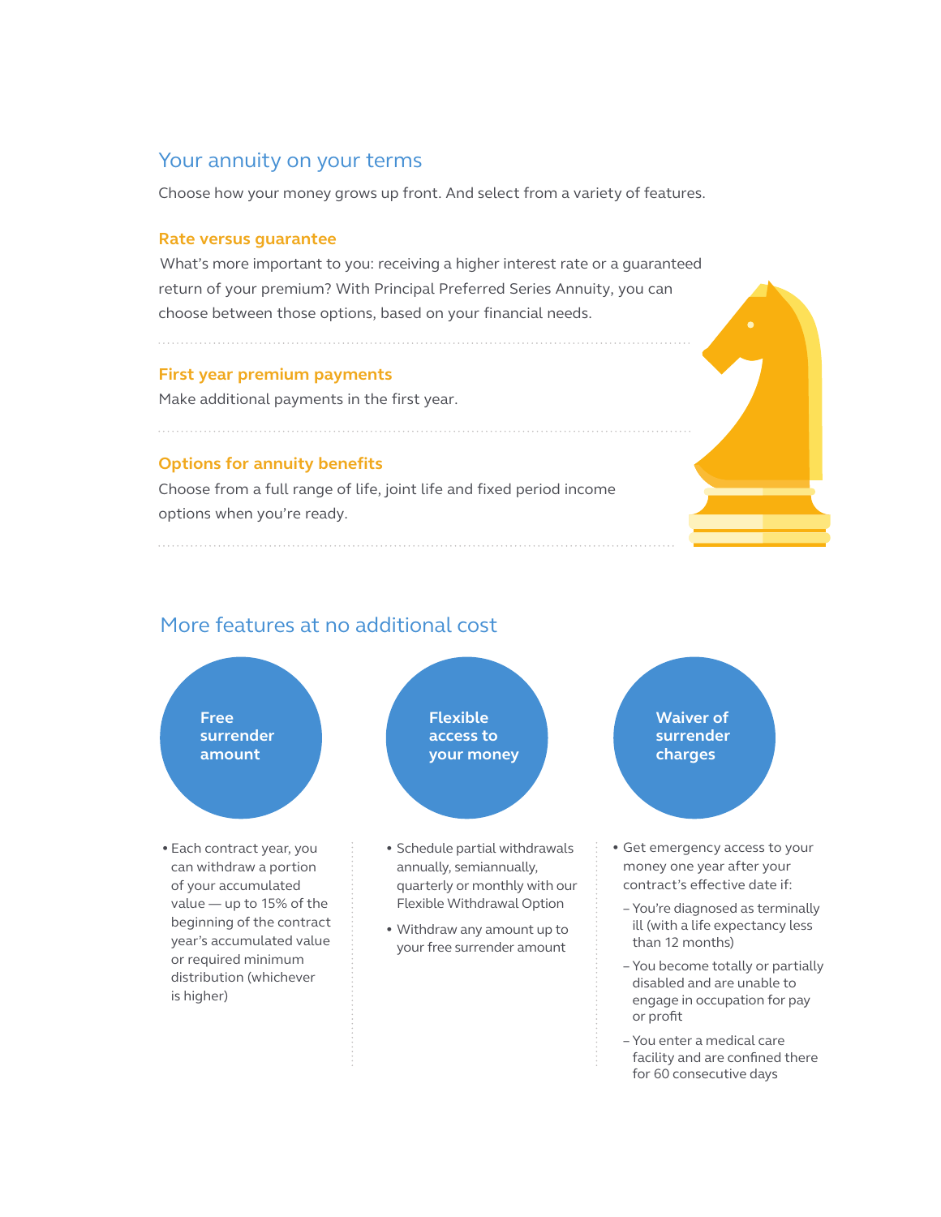## Your annuity on your terms

Choose how your money grows up front. And select from a variety of features.

### Rate versus guarantee

What's more important to you: receiving a higher interest rate or a guaranteed return of your premium? With Principal Preferred Series Annuity, you can choose between those options, based on your financial needs.

### First year premium payments

Make additional payments in the first year.

### Options for annuity benefits

Choose from a full range of life, joint life and fixed period income options when you're ready.

## More features at no additional cost

### Free surrender amount

- Each contract year, you can withdraw a portion of your accumulated value — up to 15% of the beginning of the contract year's accumulated value or required minimum distribution (whichever is higher)

### Flexible access to your money

- Schedule partial withdrawals annually, semiannually, quarterly or monthly with our Flexible Withdrawal Option
- Withdraw any amount up to your free surrender amount

### Waiver of surrender charges

- Get emergency access to your money one year after your contract's effective date if:
  - You're diagnosed as terminally ill (with a life expectancy less than 12 months)
  - You become totally or partially disabled and are unable to engage in occupation for pay or profit
  - You enter a medical care facility and are confined there for 60 consecutive days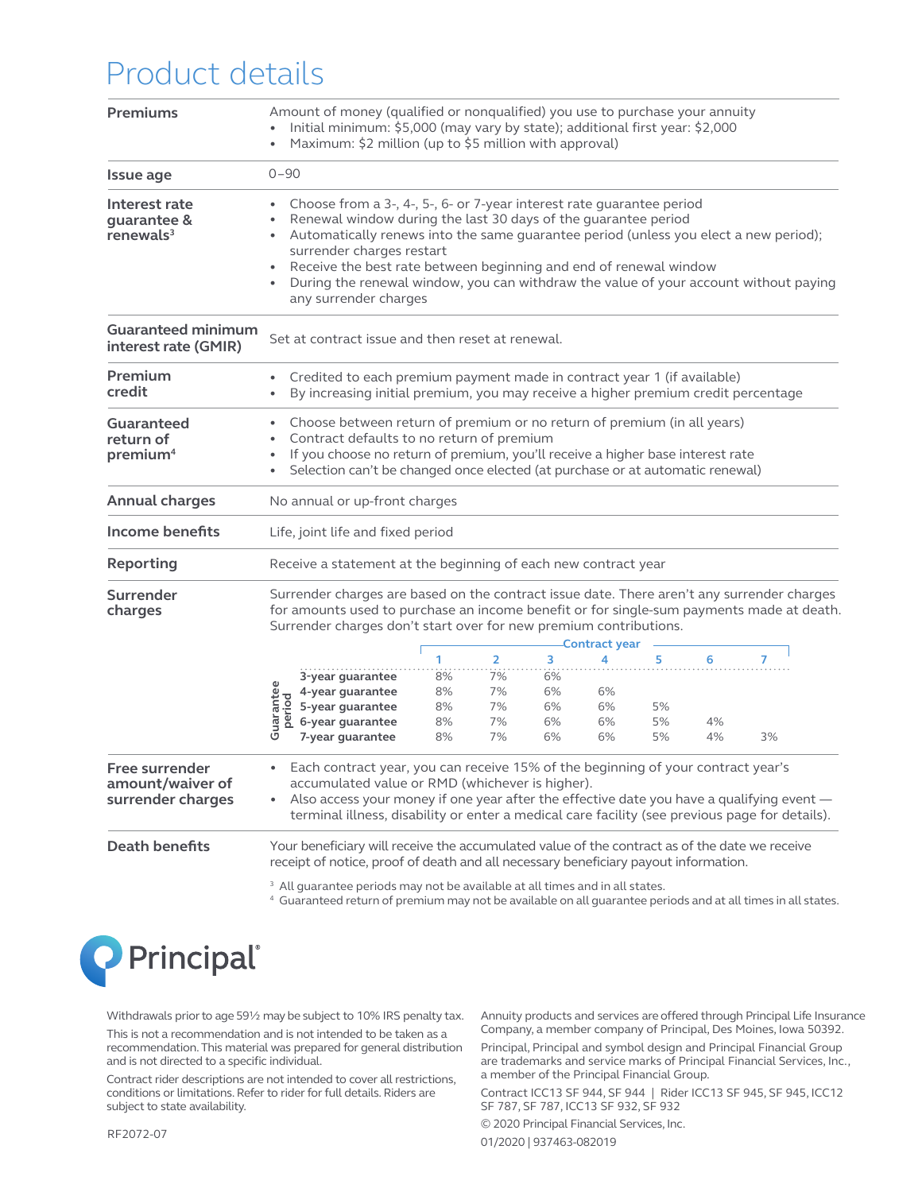# Product details

| | |
|---|---|
| **Premiums** | Amount of money (qualified or nonqualified) you use to purchase your annuity<br>• Initial minimum: $5,000 (may vary by state); additional first year: $2,000<br>• Maximum: $2 million (up to $5 million with approval) |
| **Issue age** | 0–90 |
| **Interest rate guarantee & renewals[3]** | • Choose from a 3-, 4-, 5-, 6- or 7-year interest rate guarantee period<br>• Renewal window during the last 30 days of the guarantee period<br>• Automatically renews into the same guarantee period (unless you elect a new period); surrender charges restart<br>• Receive the best rate between beginning and end of renewal window<br>• During the renewal window, you can withdraw the value of your account without paying any surrender charges |
| **Guaranteed minimum interest rate (GMIR)** | Set at contract issue and then reset at renewal. |
| **Premium credit** | • Credited to each premium payment made in contract year 1 (if available)<br>• By increasing initial premium, you may receive a higher premium credit percentage |
| **Guaranteed return of premium[4]** | • Choose between return of premium or no return of premium (in all years)<br>• Contract defaults to no return of premium<br>• If you choose no return of premium, you'll receive a higher base interest rate<br>• Selection can't be changed once elected (at purchase or at automatic renewal) |
| **Annual charges** | No annual or up-front charges |
| **Income benefits** | Life, joint life and fixed period |
| **Reporting** | Receive a statement at the beginning of each new contract year |
| **Surrender charges** | Surrender charges are based on the contract issue date. There aren't any surrender charges for amounts used to purchase an income benefit or for single-sum payments made at death. Surrender charges don't start over for new premium contributions. |

| Guarantee period | Contract year 1 | 2 | 3 | 4 | 5 | 6 | 7 |
|---|---|---|---|---|---|---|---|
| 3-year guarantee | 8% | 7% | 6% | | | | |
| 4-year guarantee | 8% | 7% | 6% | 6% | | | |
| 5-year guarantee | 8% | 7% | 6% | 6% | 5% | | |
| 6-year guarantee | 8% | 7% | 6% | 6% | 5% | 4% | |
| 7-year guarantee | 8% | 7% | 6% | 6% | 5% | 4% | 3% |

| | |
|---|---|
| **Free surrender amount/waiver of surrender charges** | • Each contract year, you can receive 15% of the beginning of your contract year's accumulated value or RMD (whichever is higher).<br>• Also access your money if one year after the effective date you have a qualifying event — terminal illness, disability or enter a medical care facility (see previous page for details). |
| **Death benefits** | Your beneficiary will receive the accumulated value of the contract as of the date we receive receipt of notice, proof of death and all necessary beneficiary payout information. |

[3] All guarantee periods may not be available at all times and in all states.
[4] Guaranteed return of premium may not be available on all guarantee periods and at all times in all states.

Principal®

Withdrawals prior to age 59½ may be subject to 10% IRS penalty tax.

This is not a recommendation and is not intended to be taken as a recommendation. This material was prepared for general distribution and is not directed to a specific individual.

Contract rider descriptions are not intended to cover all restrictions, conditions or limitations. Refer to rider for full details. Riders are subject to state availability.

RF2072-07

Annuity products and services are offered through Principal Life Insurance Company, a member company of Principal, Des Moines, Iowa 50392.

Principal, Principal and symbol design and Principal Financial Group are trademarks and service marks of Principal Financial Services, Inc., a member of the Principal Financial Group.

Contract ICC13 SF 944, SF 944 | Rider ICC13 SF 945, SF 945, ICC12 SF 787, SF 787, ICC13 SF 932, SF 932

© 2020 Principal Financial Services, Inc.

01/2020 | 937463-082019